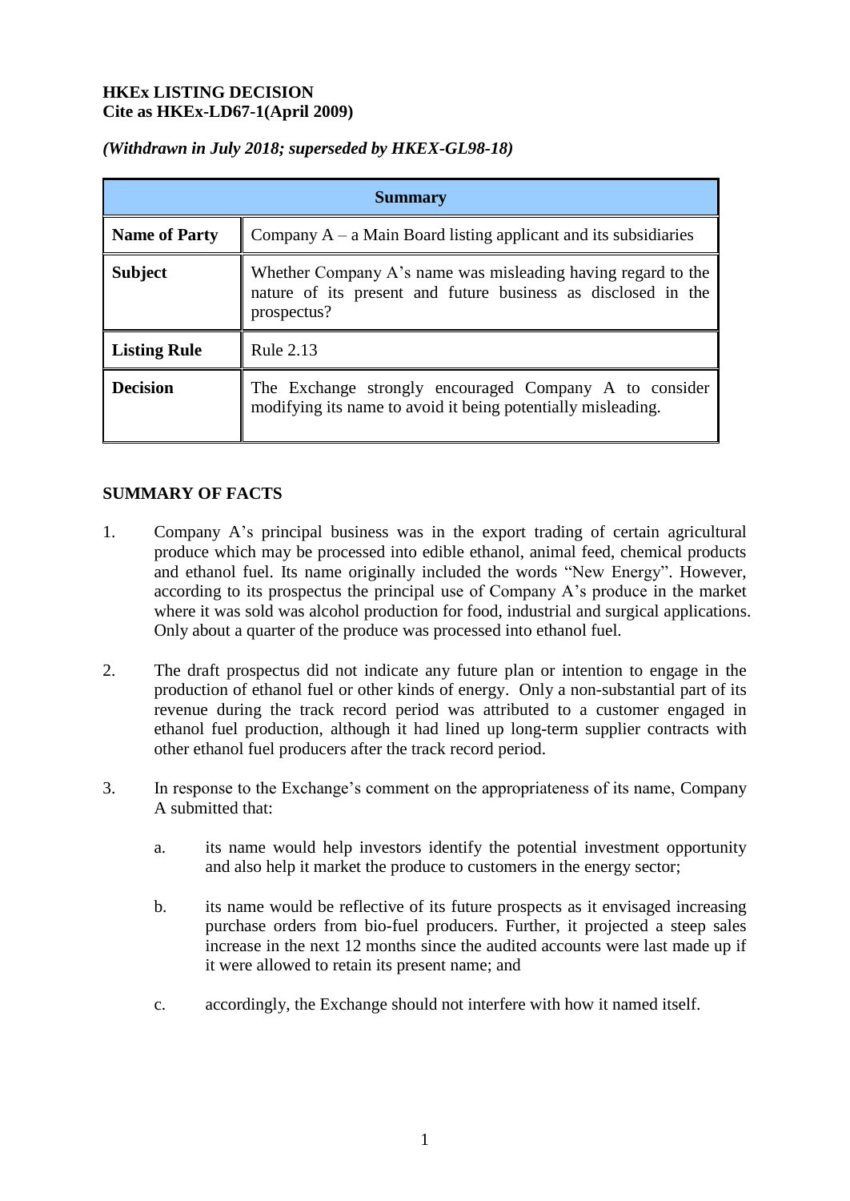**HKEx LISTING DECISION**
**Cite as HKEx-LD67-1(April 2009)**

*(Withdrawn in July 2018; superseded by HKEX-GL98-18)*

| Summary | |
|---|---|
| **Name of Party** | Company A – a Main Board listing applicant and its subsidiaries |
| **Subject** | Whether Company A's name was misleading having regard to the nature of its present and future business as disclosed in the prospectus? |
| **Listing Rule** | Rule 2.13 |
| **Decision** | The Exchange strongly encouraged Company A to consider modifying its name to avoid it being potentially misleading. |

## SUMMARY OF FACTS

1. Company A's principal business was in the export trading of certain agricultural produce which may be processed into edible ethanol, animal feed, chemical products and ethanol fuel. Its name originally included the words "New Energy". However, according to its prospectus the principal use of Company A's produce in the market where it was sold was alcohol production for food, industrial and surgical applications. Only about a quarter of the produce was processed into ethanol fuel.

2. The draft prospectus did not indicate any future plan or intention to engage in the production of ethanol fuel or other kinds of energy. Only a non-substantial part of its revenue during the track record period was attributed to a customer engaged in ethanol fuel production, although it had lined up long-term supplier contracts with other ethanol fuel producers after the track record period.

3. In response to the Exchange's comment on the appropriateness of its name, Company A submitted that:

    a. its name would help investors identify the potential investment opportunity and also help it market the produce to customers in the energy sector;

    b. its name would be reflective of its future prospects as it envisaged increasing purchase orders from bio-fuel producers. Further, it projected a steep sales increase in the next 12 months since the audited accounts were last made up if it were allowed to retain its present name; and

    c. accordingly, the Exchange should not interfere with how it named itself.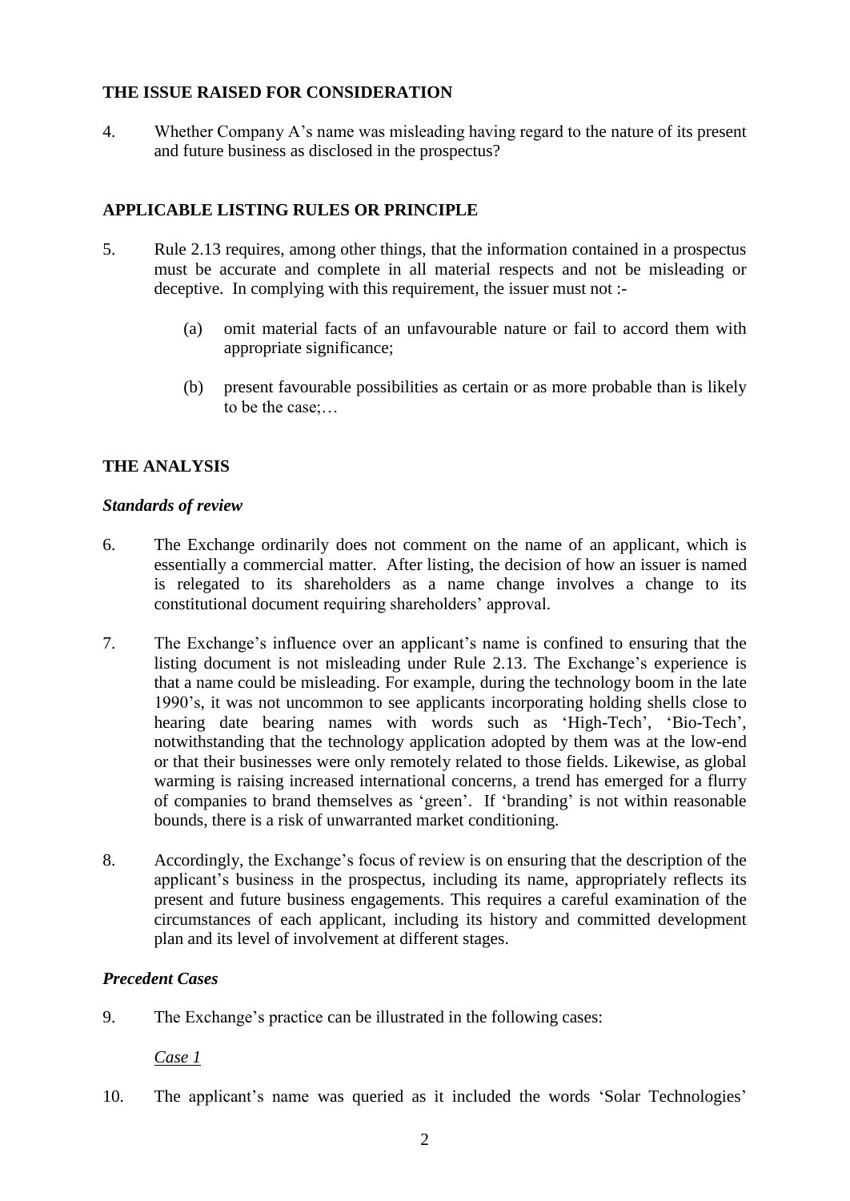## THE ISSUE RAISED FOR CONSIDERATION

4. Whether Company A's name was misleading having regard to the nature of its present and future business as disclosed in the prospectus?

## APPLICABLE LISTING RULES OR PRINCIPLE

5. Rule 2.13 requires, among other things, that the information contained in a prospectus must be accurate and complete in all material respects and not be misleading or deceptive. In complying with this requirement, the issuer must not :-

   (a) omit material facts of an unfavourable nature or fail to accord them with appropriate significance;

   (b) present favourable possibilities as certain or as more probable than is likely to be the case;…

## THE ANALYSIS

### *Standards of review*

6. The Exchange ordinarily does not comment on the name of an applicant, which is essentially a commercial matter. After listing, the decision of how an issuer is named is relegated to its shareholders as a name change involves a change to its constitutional document requiring shareholders' approval.

7. The Exchange's influence over an applicant's name is confined to ensuring that the listing document is not misleading under Rule 2.13. The Exchange's experience is that a name could be misleading. For example, during the technology boom in the late 1990's, it was not uncommon to see applicants incorporating holding shells close to hearing date bearing names with words such as 'High-Tech', 'Bio-Tech', notwithstanding that the technology application adopted by them was at the low-end or that their businesses were only remotely related to those fields. Likewise, as global warming is raising increased international concerns, a trend has emerged for a flurry of companies to brand themselves as 'green'. If 'branding' is not within reasonable bounds, there is a risk of unwarranted market conditioning.

8. Accordingly, the Exchange's focus of review is on ensuring that the description of the applicant's business in the prospectus, including its name, appropriately reflects its present and future business engagements. This requires a careful examination of the circumstances of each applicant, including its history and committed development plan and its level of involvement at different stages.

### *Precedent Cases*

9. The Exchange's practice can be illustrated in the following cases:

   <u>*Case 1*</u>

10. The applicant's name was queried as it included the words 'Solar Technologies'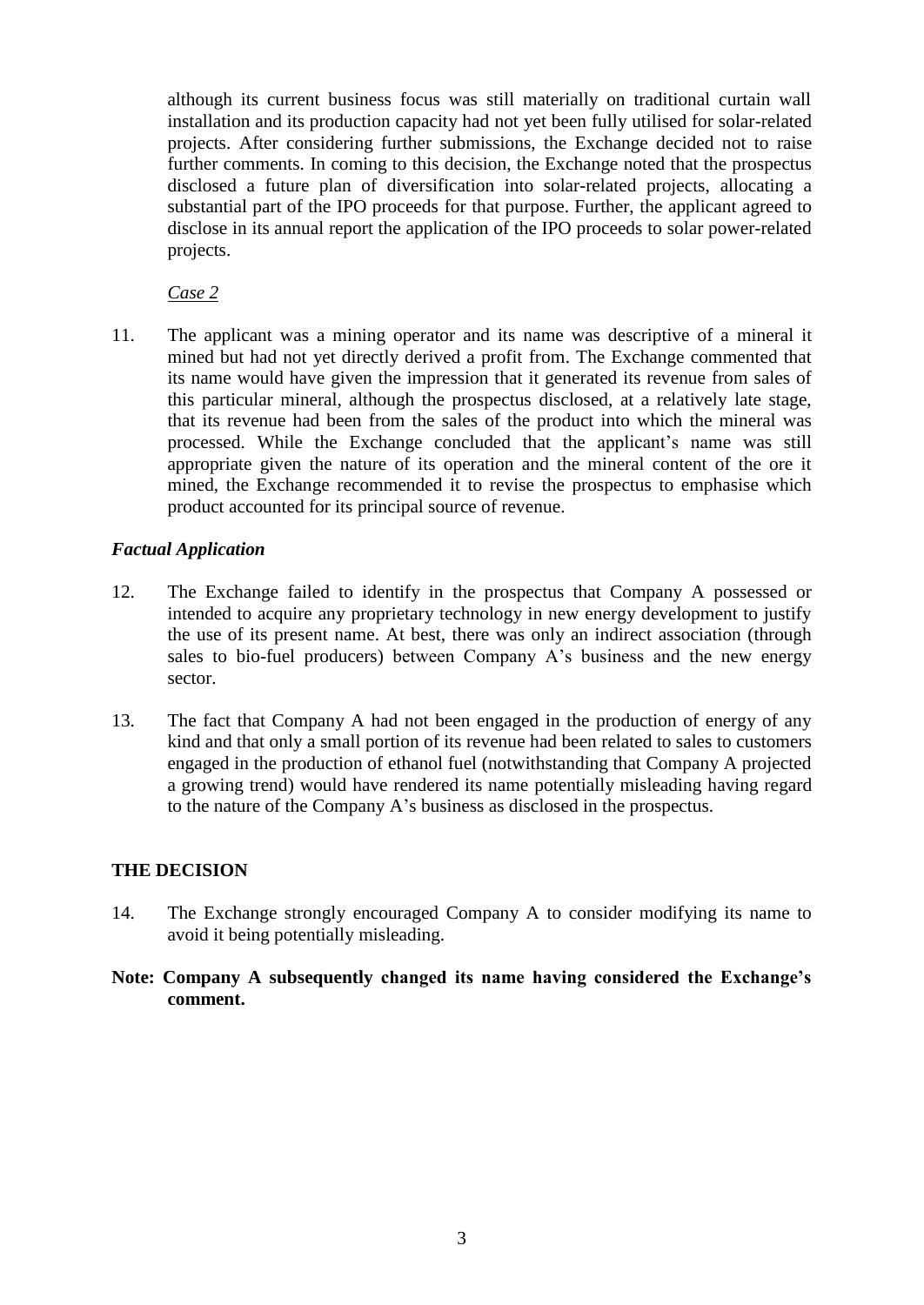although its current business focus was still materially on traditional curtain wall installation and its production capacity had not yet been fully utilised for solar-related projects. After considering further submissions, the Exchange decided not to raise further comments. In coming to this decision, the Exchange noted that the prospectus disclosed a future plan of diversification into solar-related projects, allocating a substantial part of the IPO proceeds for that purpose. Further, the applicant agreed to disclose in its annual report the application of the IPO proceeds to solar power-related projects.

*Case 2*

11. The applicant was a mining operator and its name was descriptive of a mineral it mined but had not yet directly derived a profit from. The Exchange commented that its name would have given the impression that it generated its revenue from sales of this particular mineral, although the prospectus disclosed, at a relatively late stage, that its revenue had been from the sales of the product into which the mineral was processed. While the Exchange concluded that the applicant's name was still appropriate given the nature of its operation and the mineral content of the ore it mined, the Exchange recommended it to revise the prospectus to emphasise which product accounted for its principal source of revenue.

### *Factual Application*

12. The Exchange failed to identify in the prospectus that Company A possessed or intended to acquire any proprietary technology in new energy development to justify the use of its present name. At best, there was only an indirect association (through sales to bio-fuel producers) between Company A's business and the new energy sector.

13. The fact that Company A had not been engaged in the production of energy of any kind and that only a small portion of its revenue had been related to sales to customers engaged in the production of ethanol fuel (notwithstanding that Company A projected a growing trend) would have rendered its name potentially misleading having regard to the nature of the Company A's business as disclosed in the prospectus.

## THE DECISION

14. The Exchange strongly encouraged Company A to consider modifying its name to avoid it being potentially misleading.

**Note: Company A subsequently changed its name having considered the Exchange's comment.**